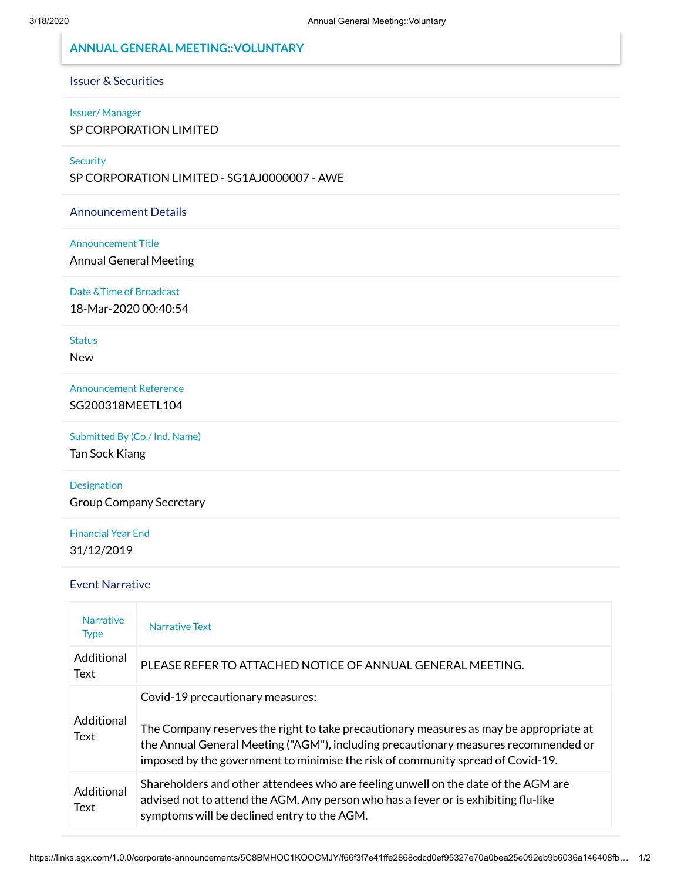# ANNUAL GENERAL MEETING::VOLUNTARY

## Issuer & Securities

**Issuer/ Manager**
SP CORPORATION LIMITED

**Security**
SP CORPORATION LIMITED - SG1AJ0000007 - AWE

## Announcement Details

**Announcement Title**
Annual General Meeting

**Date &Time of Broadcast**
18-Mar-2020 00:40:54

**Status**
New

**Announcement Reference**
SG200318MEETL104

**Submitted By (Co./ Ind. Name)**
Tan Sock Kiang

**Designation**
Group Company Secretary

**Financial Year End**
31/12/2019

## Event Narrative

| Narrative Type | Narrative Text |
|---|---|
| Additional Text | PLEASE REFER TO ATTACHED NOTICE OF ANNUAL GENERAL MEETING. |
| Additional Text | Covid-19 precautionary measures:<br><br>The Company reserves the right to take precautionary measures as may be appropriate at the Annual General Meeting ("AGM"), including precautionary measures recommended or imposed by the government to minimise the risk of community spread of Covid-19. |
| Additional Text | Shareholders and other attendees who are feeling unwell on the date of the AGM are advised not to attend the AGM. Any person who has a fever or is exhibiting flu-like symptoms will be declined entry to the AGM. |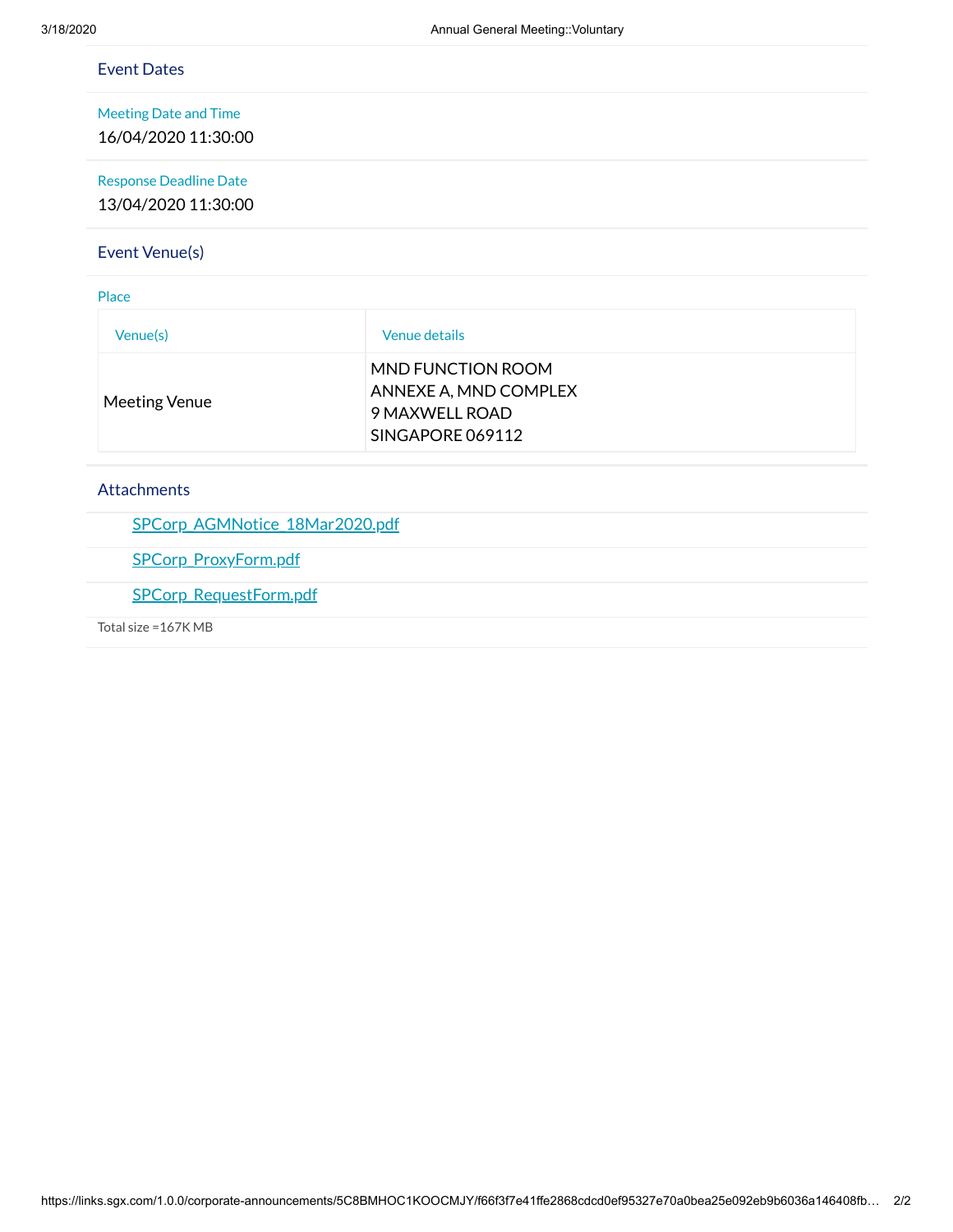## Event Dates

**Meeting Date and Time**
16/04/2020 11:30:00

**Response Deadline Date**
13/04/2020 11:30:00

## Event Venue(s)

**Place**

| Venue(s) | Venue details |
|---|---|
| Meeting Venue | MND FUNCTION ROOM<br>ANNEXE A, MND COMPLEX<br>9 MAXWELL ROAD<br>SINGAPORE 069112 |

## Attachments

- SPCorp_AGMNotice_18Mar2020.pdf
- SPCorp_ProxyForm.pdf
- SPCorp_RequestForm.pdf

Total size =167K MB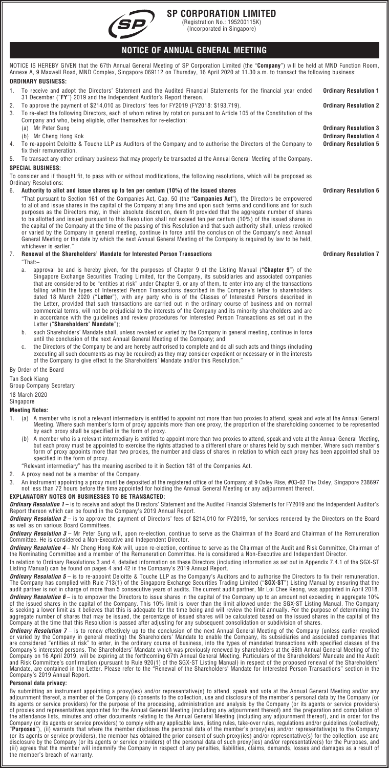# SP CORPORATION LIMITED

(Registration No.: 195200115K)
(Incorporated in Singapore)

## NOTICE OF ANNUAL GENERAL MEETING

NOTICE IS HEREBY GIVEN that the 67th Annual General Meeting of SP Corporation Limited (the "**Company**") will be held at MND Function Room, Annexe A, 9 Maxwell Road, MND Complex, Singapore 069112 on Thursday, 16 April 2020 at 11.30 a.m. to transact the following business:

### ORDINARY BUSINESS:

1. To receive and adopt the Directors' Statement and the Audited Financial Statements for the financial year ended 31 December ("**FY**") 2019 and the Independent Auditor's Report thereon. **Ordinary Resolution 1**
2. To approve the payment of $214,010 as Directors' fees for FY2019 (FY2018: $193,719). **Ordinary Resolution 2**
3. To re-elect the following Directors, each of whom retires by rotation pursuant to Article 105 of the Constitution of the Company and who, being eligible, offer themselves for re-election:
   (a) Mr Peter Sung **Ordinary Resolution 3**
   (b) Mr Cheng Hong Kok **Ordinary Resolution 4**
4. To re-appoint Deloitte & Touche LLP as Auditors of the Company and to authorise the Directors of the Company to fix their remuneration. **Ordinary Resolution 5**
5. To transact any other ordinary business that may properly be transacted at the Annual General Meeting of the Company.

### SPECIAL BUSINESS:

To consider and if thought fit, to pass with or without modifications, the following resolutions, which will be proposed as Ordinary Resolutions:

6. **Authority to allot and issue shares up to ten per centum (10%) of the issued shares** **Ordinary Resolution 6**

   "That pursuant to Section 161 of the Companies Act, Cap. 50 (the "**Companies Act**"), the Directors be empowered to allot and issue shares in the capital of the Company at any time and upon such terms and conditions and for such purposes as the Directors may, in their absolute discretion, deem fit provided that the aggregate number of shares to be allotted and issued pursuant to this Resolution shall not exceed ten per centum (10%) of the issued shares in the capital of the Company at the time of the passing of this Resolution and that such authority shall, unless revoked or varied by the Company in general meeting, continue in force until the conclusion of the Company's next Annual General Meeting or the date by which the next Annual General Meeting of the Company is required by law to be held, whichever is earlier."

7. **Renewal of the Shareholders' Mandate for Interested Person Transactions** **Ordinary Resolution 7**

   "That:–

   a. approval be and is hereby given, for the purposes of Chapter 9 of the Listing Manual ("**Chapter 9**") of the Singapore Exchange Securities Trading Limited, for the Company, its subsidiaries and associated companies that are considered to be "entities at risk" under Chapter 9, or any of them, to enter into any of the transactions falling within the types of Interested Person Transactions described in the Company's letter to shareholders dated 18 March 2020 ("**Letter**"), with any party who is of the Classes of Interested Persons described in the Letter, provided that such transactions are carried out in the ordinary course of business and on normal commercial terms, will not be prejudicial to the interests of the Company and its minority shareholders and are in accordance with the guidelines and review procedures for Interested Person Transactions as set out in the Letter ("**Shareholders' Mandate**");
   b. such Shareholders' Mandate shall, unless revoked or varied by the Company in general meeting, continue in force until the conclusion of the next Annual General Meeting of the Company; and
   c. the Directors of the Company be and are hereby authorised to complete and do all such acts and things (including executing all such documents as may be required) as they may consider expedient or necessary or in the interests of the Company to give effect to the Shareholders' Mandate and/or this Resolution."

By Order of the Board

Tan Sock Kiang
Group Company Secretary

18 March 2020
Singapore

### Meeting Notes:

1. (a) A member who is not a relevant intermediary is entitled to appoint not more than two proxies to attend, speak and vote at the Annual General Meeting. Where such member's form of proxy appoints more than one proxy, the proportion of the shareholding concerned to be represented by each proxy shall be specified in the form of proxy.
   (b) A member who is a relevant intermediary is entitled to appoint more than two proxies to attend, speak and vote at the Annual General Meeting, but each proxy must be appointed to exercise the rights attached to a different share or shares held by such member. Where such member's form of proxy appoints more than two proxies, the number and class of shares in relation to which each proxy has been appointed shall be specified in the form of proxy.

   "Relevant intermediary" has the meaning ascribed to it in Section 181 of the Companies Act.
2. A proxy need not be a member of the Company.
3. An instrument appointing a proxy must be deposited at the registered office of the Company at 9 Oxley Rise, #03-02 The Oxley, Singapore 238697 not less than 72 hours before the time appointed for holding the Annual General Meeting or any adjournment thereof.

### EXPLANATORY NOTES ON BUSINESSES TO BE TRANSACTED:

***Ordinary Resolution 1*** – is to receive and adopt the Directors' Statement and the Audited Financial Statements for FY2019 and the Independent Auditor's Report thereon which can be found in the Company's 2019 Annual Report.

***Ordinary Resolution 2*** – is to approve the payment of Directors' fees of $214,010 for FY2019, for services rendered by the Directors on the Board as well as on various Board Committees.

***Ordinary Resolution 3*** – Mr Peter Sung will, upon re-election, continue to serve as the Chairman of the Board and Chairman of the Remuneration Committee. He is considered a Non-Executive and Independent Director.

***Ordinary Resolution 4*** – Mr Cheng Hong Kok will, upon re-election, continue to serve as the Chairman of the Audit and Risk Committee, Chairman of the Nominating Committee and a member of the Remuneration Committee. He is considered a Non-Executive and Independent Director.

In relation to Ordinary Resolutions 3 and 4, detailed information on these Directors (including information as set out in Appendix 7.4.1 of the SGX-ST Listing Manual) can be found on pages 4 and 42 in the Company's 2019 Annual Report.

***Ordinary Resolution 5*** – is to re-appoint Deloitte & Touche LLP as the Company's Auditors and to authorise the Directors to fix their remuneration. The Company has complied with Rule 713(1) of the Singapore Exchange Securities Trading Limited ("**SGX-ST**") Listing Manual by ensuring that the audit partner is not in charge of more than 5 consecutive years of audits. The current audit partner, Mr Loi Chee Keong, was appointed in April 2018.

***Ordinary Resolution 6*** – is to empower the Directors to issue shares in the capital of the Company up to an amount not exceeding in aggregate 10% of the issued shares in the capital of the Company. This 10% limit is lower than the limit allowed under the SGX-ST Listing Manual. The Company is seeking a lower limit as it believes that this is adequate for the time being and will review the limit annually. For the purpose of determining the aggregate number of shares that may be issued, the percentage of issued shares will be calculated based on the issued shares in the capital of the Company at the time that this Resolution is passed after adjusting for any subsequent consolidation or subdivision of shares.

***Ordinary Resolution 7*** – is to renew effectively up to the conclusion of the next Annual General Meeting of the Company (unless earlier revoked or varied by the Company in general meeting) the Shareholders' Mandate to enable the Company, its subsidiaries and associated companies that are considered "entities at risk" to enter, in the ordinary course of business, into the types of mandated transactions with specified classes of the Company's interested persons. The Shareholders' Mandate which was previously renewed by shareholders at the 66th Annual General Meeting of the Company on 16 April 2019, will be expiring at the forthcoming 67th Annual General Meeting. Particulars of the Shareholders' Mandate and the Audit and Risk Committee's confirmation (pursuant to Rule 920(1) of the SGX-ST Listing Manual) in respect of the proposed renewal of the Shareholders' Mandate, are contained in the Letter. Please refer to the "Renewal of the Shareholders' Mandate for Interested Person Transactions" section in the Company's 2019 Annual Report.

### Personal data privacy:

By submitting an instrument appointing a proxy(ies) and/or representative(s) to attend, speak and vote at the Annual General Meeting and/or any adjournment thereof, a member of the Company (i) consents to the collection, use and disclosure of the member's personal data by the Company (or its agents or service providers) for the purpose of the processing, administration and analysis by the Company (or its agents or service providers) of proxies and representatives appointed for the Annual General Meeting (including any adjournment thereof) and the preparation and compilation of the attendance lists, minutes and other documents relating to the Annual General Meeting (including any adjournment thereof), and in order for the Company (or its agents or service providers) to comply with any applicable laws, listing rules, take-over rules, regulations and/or guidelines (collectively, "**Purposes**"), (ii) warrants that where the member discloses the personal data of the member's proxy(ies) and/or representative(s) to the Company (or its agents or service providers), the member has obtained the prior consent of such proxy(ies) and/or representative(s) for the collection, use and disclosure by the Company (or its agents or service providers) of the personal data of such proxy(ies) and/or representative(s) for the Purposes, and (iii) agrees that the member will indemnify the Company in respect of any penalties, liabilities, claims, demands, losses and damages as a result of the member's breach of warranty.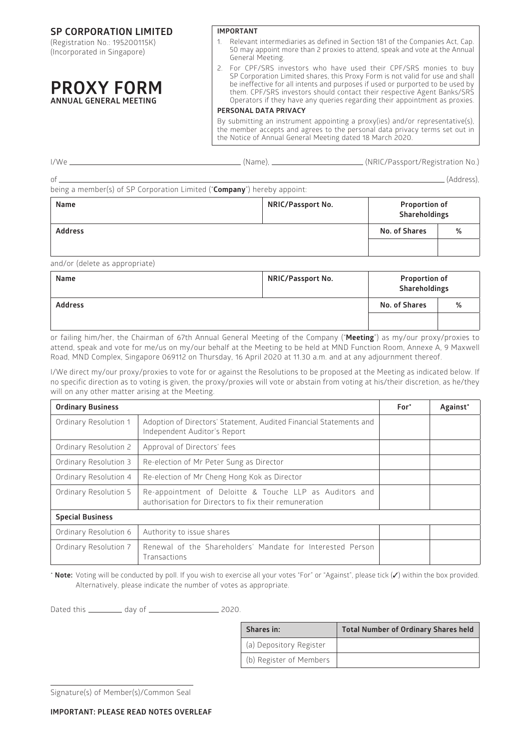## SP CORPORATION LIMITED

(Registration No.: 195200115K)
(Incorporated in Singapore)

# PROXY FORM

## ANNUAL GENERAL MEETING

**IMPORTANT**

1. Relevant intermediaries as defined in Section 181 of the Companies Act, Cap. 50 may appoint more than 2 proxies to attend, speak and vote at the Annual General Meeting.
2. For CPF/SRS investors who have used their CPF/SRS monies to buy SP Corporation Limited shares, this Proxy Form is not valid for use and shall be ineffective for all intents and purposes if used or purported to be used by them. CPF/SRS investors should contact their respective Agent Banks/SRS Operators if they have any queries regarding their appointment as proxies.

**PERSONAL DATA PRIVACY**

By submitting an instrument appointing a proxy(ies) and/or representative(s), the member accepts and agrees to the personal data privacy terms set out in the Notice of Annual General Meeting dated 18 March 2020.

I/We \_\_\_\_\_\_\_\_\_\_\_\_\_\_\_\_\_\_\_\_\_\_\_\_ (Name), \_\_\_\_\_\_\_\_\_\_\_\_\_\_\_\_ (NRIC/Passport/Registration No.)

of \_\_\_\_\_\_\_\_\_\_\_\_\_\_\_\_\_\_\_\_\_\_\_\_\_\_\_\_\_\_\_\_\_\_\_\_\_\_\_\_ (Address),

being a member(s) of SP Corporation Limited ("**Company**") hereby appoint:

| Name | NRIC/Passport No. | Proportion of Shareholdings | |
|---|---|---|---|
| **Address** | | **No. of Shares** | **%** |
| | | | |

and/or (delete as appropriate)

| Name | NRIC/Passport No. | Proportion of Shareholdings | |
|---|---|---|---|
| **Address** | | **No. of Shares** | **%** |
| | | | |

or failing him/her, the Chairman of 67th Annual General Meeting of the Company ("**Meeting**") as my/our proxy/proxies to attend, speak and vote for me/us on my/our behalf at the Meeting to be held at MND Function Room, Annexe A, 9 Maxwell Road, MND Complex, Singapore 069112 on Thursday, 16 April 2020 at 11.30 a.m. and at any adjournment thereof.

I/We direct my/our proxy/proxies to vote for or against the Resolutions to be proposed at the Meeting as indicated below. If no specific direction as to voting is given, the proxy/proxies will vote or abstain from voting at his/their discretion, as he/they will on any other matter arising at the Meeting.

| **Ordinary Business** | | For* | Against* |
|---|---|---|---|
| Ordinary Resolution 1 | Adoption of Directors' Statement, Audited Financial Statements and Independent Auditor's Report | | |
| Ordinary Resolution 2 | Approval of Directors' fees | | |
| Ordinary Resolution 3 | Re-election of Mr Peter Sung as Director | | |
| Ordinary Resolution 4 | Re-election of Mr Cheng Hong Kok as Director | | |
| Ordinary Resolution 5 | Re-appointment of Deloitte & Touche LLP as Auditors and authorisation for Directors to fix their remuneration | | |
| **Special Business** | | | |
| Ordinary Resolution 6 | Authority to issue shares | | |
| Ordinary Resolution 7 | Renewal of the Shareholders' Mandate for Interested Person Transactions | | |

\* **Note:** Voting will be conducted by poll. If you wish to exercise all your votes "For" or "Against", please tick (✓) within the box provided. Alternatively, please indicate the number of votes as appropriate.

Dated this \_\_\_\_\_\_ day of \_\_\_\_\_\_\_\_\_\_ 2020.

| Shares in: | Total Number of Ordinary Shares held |
|---|---|
| (a) Depository Register | |
| (b) Register of Members | |

\_\_\_\_\_\_\_\_\_\_\_\_\_\_\_\_\_\_\_\_\_\_\_\_
Signature(s) of Member(s)/Common Seal

**IMPORTANT: PLEASE READ NOTES OVERLEAF**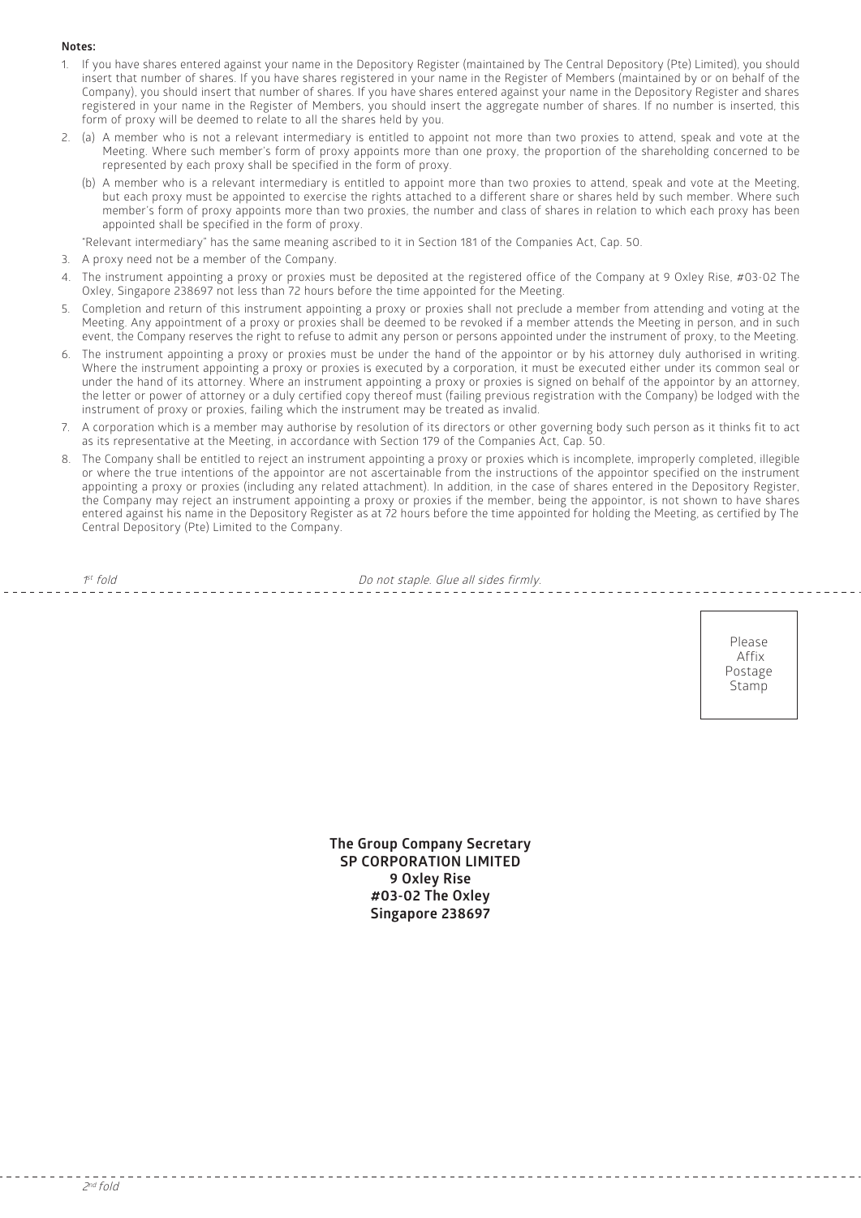**Notes:**

1. If you have shares entered against your name in the Depository Register (maintained by The Central Depository (Pte) Limited), you should insert that number of shares. If you have shares registered in your name in the Register of Members (maintained by or on behalf of the Company), you should insert that number of shares. If you have shares entered against your name in the Depository Register and shares registered in your name in the Register of Members, you should insert the aggregate number of shares. If no number is inserted, this form of proxy will be deemed to relate to all the shares held by you.
2. (a) A member who is not a relevant intermediary is entitled to appoint not more than two proxies to attend, speak and vote at the Meeting. Where such member's form of proxy appoints more than one proxy, the proportion of the shareholding concerned to be represented by each proxy shall be specified in the form of proxy.

   (b) A member who is a relevant intermediary is entitled to appoint more than two proxies to attend, speak and vote at the Meeting, but each proxy must be appointed to exercise the rights attached to a different share or shares held by such member. Where such member's form of proxy appoints more than two proxies, the number and class of shares in relation to which each proxy has been appointed shall be specified in the form of proxy.

   "Relevant intermediary" has the same meaning ascribed to it in Section 181 of the Companies Act, Cap. 50.
3. A proxy need not be a member of the Company.
4. The instrument appointing a proxy or proxies must be deposited at the registered office of the Company at 9 Oxley Rise, #03-02 The Oxley, Singapore 238697 not less than 72 hours before the time appointed for the Meeting.
5. Completion and return of this instrument appointing a proxy or proxies shall not preclude a member from attending and voting at the Meeting. Any appointment of a proxy or proxies shall be deemed to be revoked if a member attends the Meeting in person, and in such event, the Company reserves the right to refuse to admit any person or persons appointed under the instrument of proxy, to the Meeting.
6. The instrument appointing a proxy or proxies must be under the hand of the appointor or by his attorney duly authorised in writing. Where the instrument appointing a proxy or proxies is executed by a corporation, it must be executed either under its common seal or under the hand of its attorney. Where an instrument appointing a proxy or proxies is signed on behalf of the appointor by an attorney, the letter or power of attorney or a duly certified copy thereof must (failing previous registration with the Company) be lodged with the instrument of proxy or proxies, failing which the instrument may be treated as invalid.
7. A corporation which is a member may authorise by resolution of its directors or other governing body such person as it thinks fit to act as its representative at the Meeting, in accordance with Section 179 of the Companies Act, Cap. 50.
8. The Company shall be entitled to reject an instrument appointing a proxy or proxies which is incomplete, improperly completed, illegible or where the true intentions of the appointor are not ascertainable from the instructions of the appointor specified on the instrument appointing a proxy or proxies (including any related attachment). In addition, in the case of shares entered in the Depository Register, the Company may reject an instrument appointing a proxy or proxies if the member, being the appointor, is not shown to have shares entered against his name in the Depository Register as at 72 hours before the time appointed for holding the Meeting, as certified by The Central Depository (Pte) Limited to the Company.

*1st fold* *Do not staple. Glue all sides firmly.*

Please Affix Postage Stamp

**The Group Company Secretary**
**SP CORPORATION LIMITED**
**9 Oxley Rise**
**#03-02 The Oxley**
**Singapore 238697**

*2nd fold*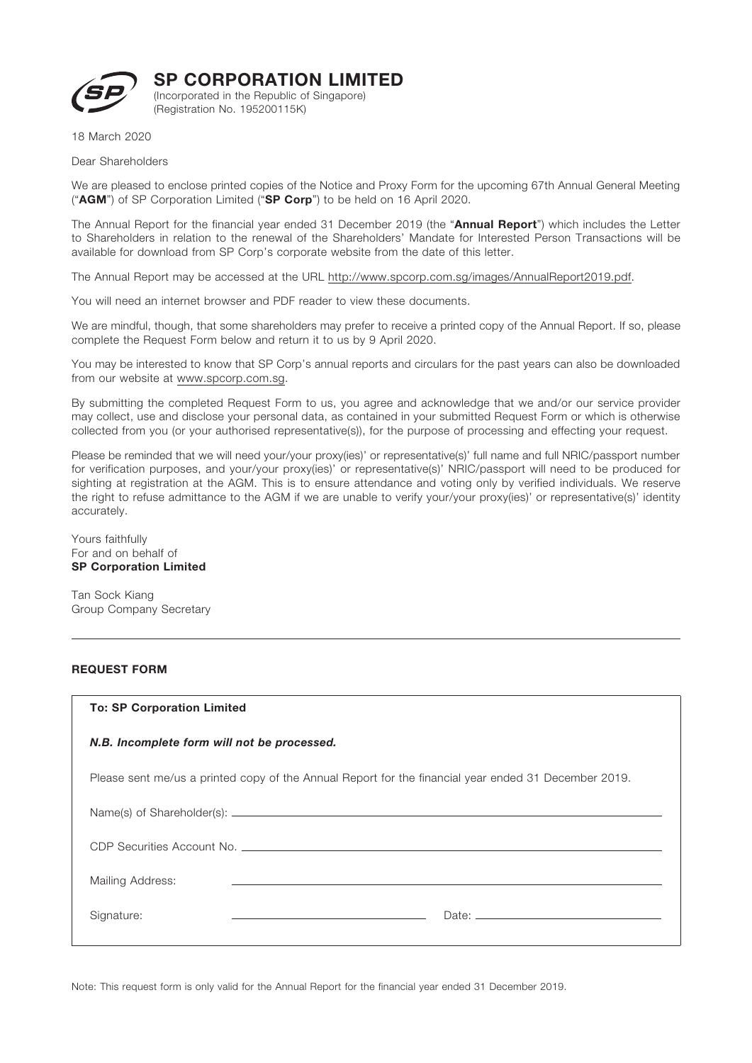# SP CORPORATION LIMITED

(Incorporated in the Republic of Singapore)
(Registration No. 195200115K)

18 March 2020

Dear Shareholders

We are pleased to enclose printed copies of the Notice and Proxy Form for the upcoming 67th Annual General Meeting ("**AGM**") of SP Corporation Limited ("**SP Corp**") to be held on 16 April 2020.

The Annual Report for the financial year ended 31 December 2019 (the "**Annual Report**") which includes the Letter to Shareholders in relation to the renewal of the Shareholders' Mandate for Interested Person Transactions will be available for download from SP Corp's corporate website from the date of this letter.

The Annual Report may be accessed at the URL http://www.spcorp.com.sg/images/AnnualReport2019.pdf.

You will need an internet browser and PDF reader to view these documents.

We are mindful, though, that some shareholders may prefer to receive a printed copy of the Annual Report. If so, please complete the Request Form below and return it to us by 9 April 2020.

You may be interested to know that SP Corp's annual reports and circulars for the past years can also be downloaded from our website at www.spcorp.com.sg.

By submitting the completed Request Form to us, you agree and acknowledge that we and/or our service provider may collect, use and disclose your personal data, as contained in your submitted Request Form or which is otherwise collected from you (or your authorised representative(s)), for the purpose of processing and effecting your request.

Please be reminded that we will need your/your proxy(ies)' or representative(s)' full name and full NRIC/passport number for verification purposes, and your/your proxy(ies)' or representative(s)' NRIC/passport will need to be produced for sighting at registration at the AGM. This is to ensure attendance and voting only by verified individuals. We reserve the right to refuse admittance to the AGM if we are unable to verify your/your proxy(ies)' or representative(s)' identity accurately.

Yours faithfully
For and on behalf of
**SP Corporation Limited**

Tan Sock Kiang
Group Company Secretary

---

## REQUEST FORM

**To: SP Corporation Limited**

***N.B. Incomplete form will not be processed.***

Please sent me/us a printed copy of the Annual Report for the financial year ended 31 December 2019.

Name(s) of Shareholder(s): ______________________________

CDP Securities Account No. ______________________________

Mailing Address: ______________________________

Signature: ______________________________ Date: ______________________________

Note: This request form is only valid for the Annual Report for the financial year ended 31 December 2019.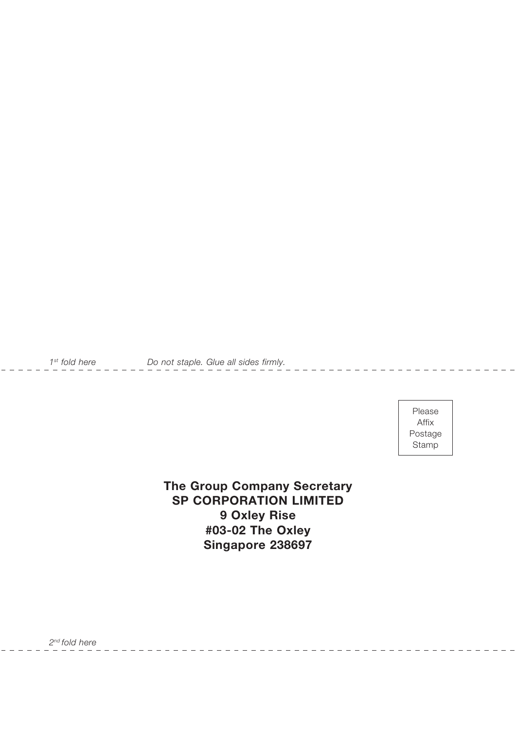*1st fold here* *Do not staple. Glue all sides firmly.*

Please
Affix
Postage
Stamp

**The Group Company Secretary**
**SP CORPORATION LIMITED**
**9 Oxley Rise**
**#03-02 The Oxley**
**Singapore 238697**

*2nd fold here*